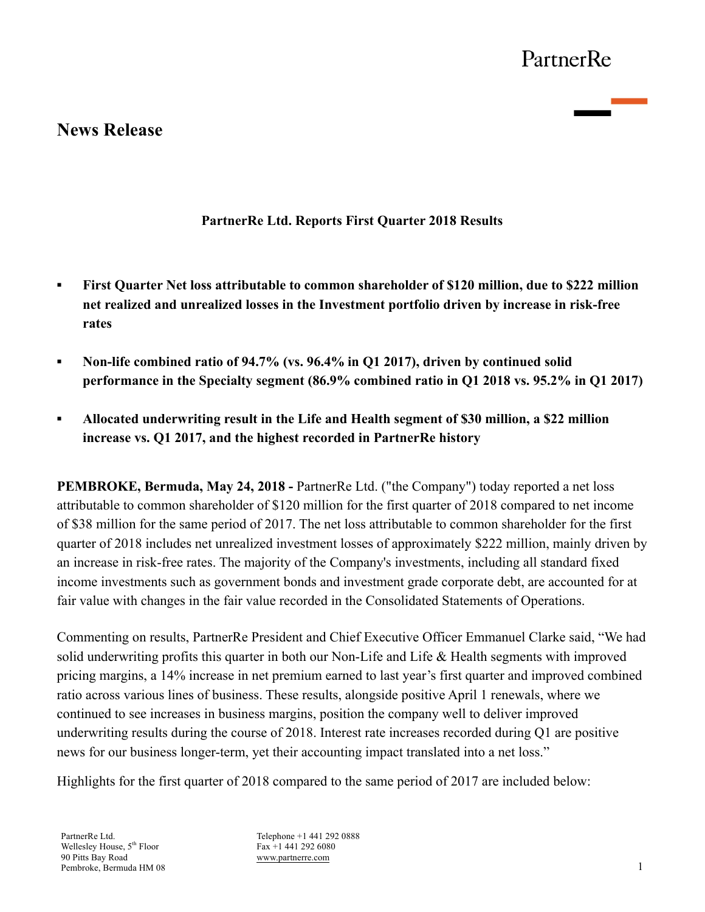PartnerRe

# News Release

**PartnerRe Ltd. Reports First Quarter 2018 Results**

- **First Quarter Net loss attributable to common shareholder of $120 million, due to $222 million net realized and unrealized losses in the Investment portfolio driven by increase in risk-free rates**
- **Non-life combined ratio of 94.7% (vs. 96.4% in Q1 2017), driven by continued solid performance in the Specialty segment (86.9% combined ratio in Q1 2018 vs. 95.2% in Q1 2017)**
- **Allocated underwriting result in the Life and Health segment of $30 million, a $22 million increase vs. Q1 2017, and the highest recorded in PartnerRe history**

**PEMBROKE, Bermuda, May 24, 2018 -** PartnerRe Ltd. ("the Company") today reported a net loss attributable to common shareholder of $120 million for the first quarter of 2018 compared to net income of $38 million for the same period of 2017. The net loss attributable to common shareholder for the first quarter of 2018 includes net unrealized investment losses of approximately $222 million, mainly driven by an increase in risk-free rates. The majority of the Company's investments, including all standard fixed income investments such as government bonds and investment grade corporate debt, are accounted for at fair value with changes in the fair value recorded in the Consolidated Statements of Operations.

Commenting on results, PartnerRe President and Chief Executive Officer Emmanuel Clarke said, "We had solid underwriting profits this quarter in both our Non-Life and Life & Health segments with improved pricing margins, a 14% increase in net premium earned to last year's first quarter and improved combined ratio across various lines of business. These results, alongside positive April 1 renewals, where we continued to see increases in business margins, position the company well to deliver improved underwriting results during the course of 2018. Interest rate increases recorded during Q1 are positive news for our business longer-term, yet their accounting impact translated into a net loss."

Highlights for the first quarter of 2018 compared to the same period of 2017 are included below:

PartnerRe Ltd.
Wellesley House, 5th Floor
90 Pitts Bay Road
Pembroke, Bermuda HM 08

Telephone +1 441 292 0888
Fax +1 441 292 6080
www.partnerre.com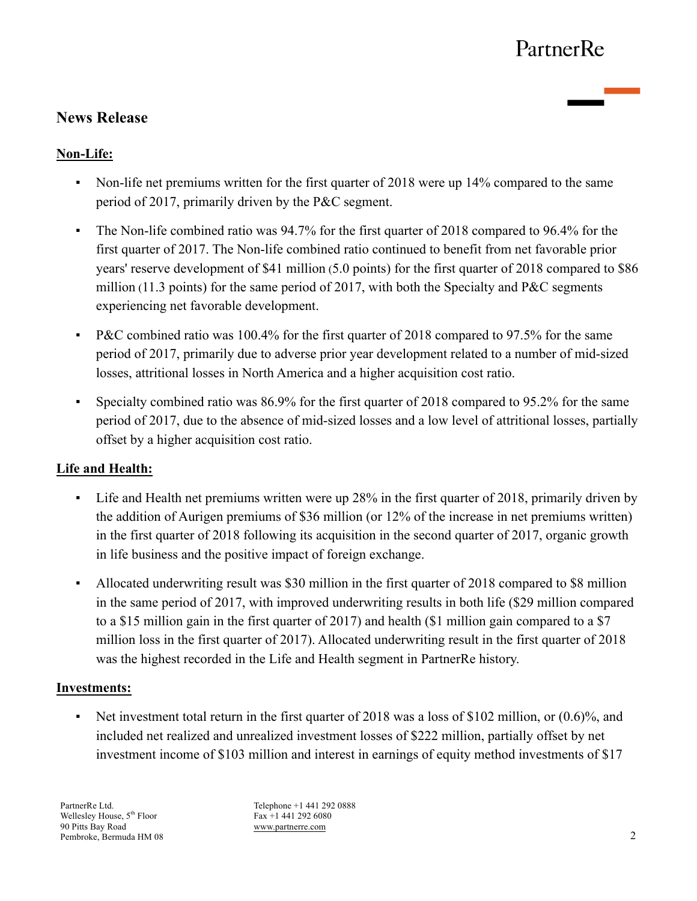## News Release

**Non-Life:**

- Non-life net premiums written for the first quarter of 2018 were up 14% compared to the same period of 2017, primarily driven by the P&C segment.
- The Non-life combined ratio was 94.7% for the first quarter of 2018 compared to 96.4% for the first quarter of 2017. The Non-life combined ratio continued to benefit from net favorable prior years' reserve development of $41 million (5.0 points) for the first quarter of 2018 compared to $86 million (11.3 points) for the same period of 2017, with both the Specialty and P&C segments experiencing net favorable development.
- P&C combined ratio was 100.4% for the first quarter of 2018 compared to 97.5% for the same period of 2017, primarily due to adverse prior year development related to a number of mid-sized losses, attritional losses in North America and a higher acquisition cost ratio.
- Specialty combined ratio was 86.9% for the first quarter of 2018 compared to 95.2% for the same period of 2017, due to the absence of mid-sized losses and a low level of attritional losses, partially offset by a higher acquisition cost ratio.

**Life and Health:**

- Life and Health net premiums written were up 28% in the first quarter of 2018, primarily driven by the addition of Aurigen premiums of $36 million (or 12% of the increase in net premiums written) in the first quarter of 2018 following its acquisition in the second quarter of 2017, organic growth in life business and the positive impact of foreign exchange.
- Allocated underwriting result was $30 million in the first quarter of 2018 compared to $8 million in the same period of 2017, with improved underwriting results in both life ($29 million compared to a $15 million gain in the first quarter of 2017) and health ($1 million gain compared to a $7 million loss in the first quarter of 2017). Allocated underwriting result in the first quarter of 2018 was the highest recorded in the Life and Health segment in PartnerRe history.

**Investments:**

- Net investment total return in the first quarter of 2018 was a loss of $102 million, or (0.6)%, and included net realized and unrealized investment losses of $222 million, partially offset by net investment income of $103 million and interest in earnings of equity method investments of $17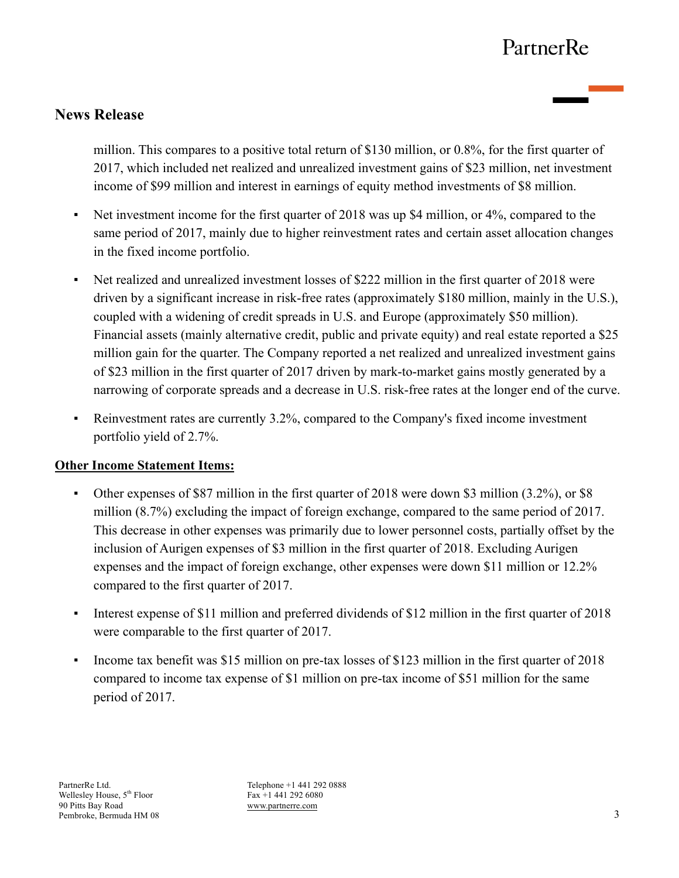## News Release

million. This compares to a positive total return of $130 million, or 0.8%, for the first quarter of 2017, which included net realized and unrealized investment gains of $23 million, net investment income of $99 million and interest in earnings of equity method investments of $8 million.

- Net investment income for the first quarter of 2018 was up $4 million, or 4%, compared to the same period of 2017, mainly due to higher reinvestment rates and certain asset allocation changes in the fixed income portfolio.
- Net realized and unrealized investment losses of $222 million in the first quarter of 2018 were driven by a significant increase in risk-free rates (approximately $180 million, mainly in the U.S.), coupled with a widening of credit spreads in U.S. and Europe (approximately $50 million). Financial assets (mainly alternative credit, public and private equity) and real estate reported a $25 million gain for the quarter. The Company reported a net realized and unrealized investment gains of $23 million in the first quarter of 2017 driven by mark-to-market gains mostly generated by a narrowing of corporate spreads and a decrease in U.S. risk-free rates at the longer end of the curve.
- Reinvestment rates are currently 3.2%, compared to the Company's fixed income investment portfolio yield of 2.7%.

**Other Income Statement Items:**

- Other expenses of $87 million in the first quarter of 2018 were down $3 million (3.2%), or $8 million (8.7%) excluding the impact of foreign exchange, compared to the same period of 2017. This decrease in other expenses was primarily due to lower personnel costs, partially offset by the inclusion of Aurigen expenses of $3 million in the first quarter of 2018. Excluding Aurigen expenses and the impact of foreign exchange, other expenses were down $11 million or 12.2% compared to the first quarter of 2017.
- Interest expense of $11 million and preferred dividends of $12 million in the first quarter of 2018 were comparable to the first quarter of 2017.
- Income tax benefit was $15 million on pre-tax losses of $123 million in the first quarter of 2018 compared to income tax expense of $1 million on pre-tax income of $51 million for the same period of 2017.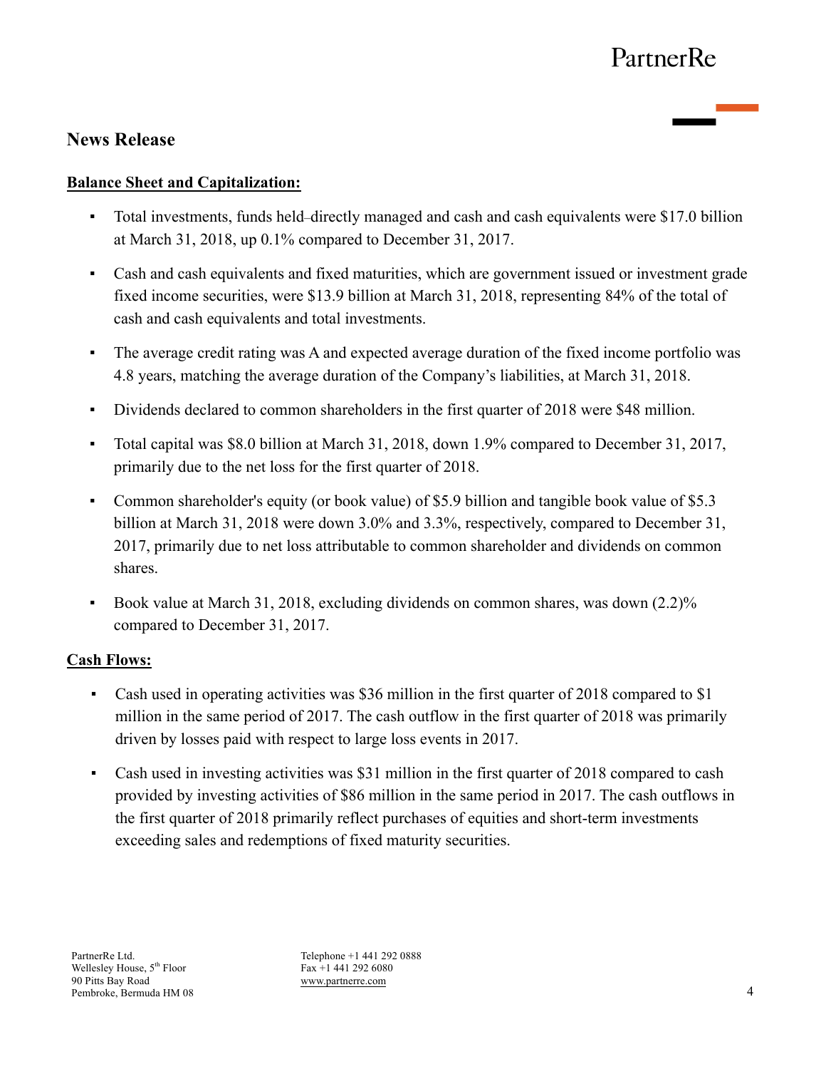## News Release

**Balance Sheet and Capitalization:**

- Total investments, funds held–directly managed and cash and cash equivalents were $17.0 billion at March 31, 2018, up 0.1% compared to December 31, 2017.
- Cash and cash equivalents and fixed maturities, which are government issued or investment grade fixed income securities, were $13.9 billion at March 31, 2018, representing 84% of the total of cash and cash equivalents and total investments.
- The average credit rating was A and expected average duration of the fixed income portfolio was 4.8 years, matching the average duration of the Company's liabilities, at March 31, 2018.
- Dividends declared to common shareholders in the first quarter of 2018 were $48 million.
- Total capital was $8.0 billion at March 31, 2018, down 1.9% compared to December 31, 2017, primarily due to the net loss for the first quarter of 2018.
- Common shareholder's equity (or book value) of $5.9 billion and tangible book value of $5.3 billion at March 31, 2018 were down 3.0% and 3.3%, respectively, compared to December 31, 2017, primarily due to net loss attributable to common shareholder and dividends on common shares.
- Book value at March 31, 2018, excluding dividends on common shares, was down (2.2)% compared to December 31, 2017.

**Cash Flows:**

- Cash used in operating activities was $36 million in the first quarter of 2018 compared to $1 million in the same period of 2017. The cash outflow in the first quarter of 2018 was primarily driven by losses paid with respect to large loss events in 2017.
- Cash used in investing activities was $31 million in the first quarter of 2018 compared to cash provided by investing activities of $86 million in the same period in 2017. The cash outflows in the first quarter of 2018 primarily reflect purchases of equities and short-term investments exceeding sales and redemptions of fixed maturity securities.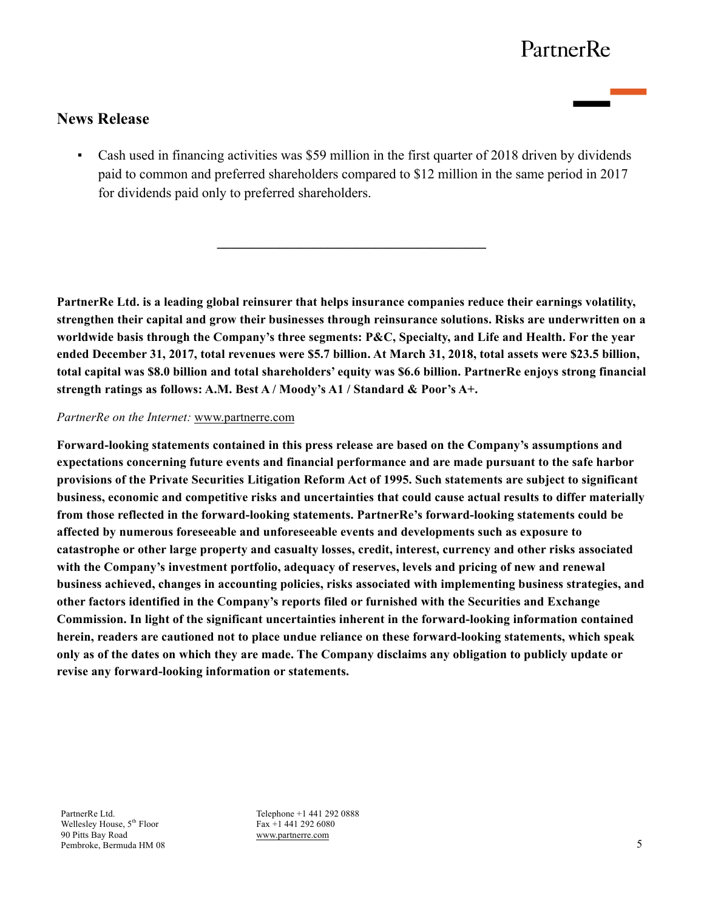- Cash used in financing activities was $59 million in the first quarter of 2018 driven by dividends paid to common and preferred shareholders compared to $12 million in the same period in 2017 for dividends paid only to preferred shareholders.

---

**PartnerRe Ltd. is a leading global reinsurer that helps insurance companies reduce their earnings volatility, strengthen their capital and grow their businesses through reinsurance solutions. Risks are underwritten on a worldwide basis through the Company's three segments: P&C, Specialty, and Life and Health. For the year ended December 31, 2017, total revenues were $5.7 billion. At March 31, 2018, total assets were $23.5 billion, total capital was $8.0 billion and total shareholders' equity was $6.6 billion. PartnerRe enjoys strong financial strength ratings as follows: A.M. Best A / Moody's A1 / Standard & Poor's A+.**

*PartnerRe on the Internet:* www.partnerre.com

**Forward-looking statements contained in this press release are based on the Company's assumptions and expectations concerning future events and financial performance and are made pursuant to the safe harbor provisions of the Private Securities Litigation Reform Act of 1995. Such statements are subject to significant business, economic and competitive risks and uncertainties that could cause actual results to differ materially from those reflected in the forward-looking statements. PartnerRe's forward-looking statements could be affected by numerous foreseeable and unforeseeable events and developments such as exposure to catastrophe or other large property and casualty losses, credit, interest, currency and other risks associated with the Company's investment portfolio, adequacy of reserves, levels and pricing of new and renewal business achieved, changes in accounting policies, risks associated with implementing business strategies, and other factors identified in the Company's reports filed or furnished with the Securities and Exchange Commission. In light of the significant uncertainties inherent in the forward-looking information contained herein, readers are cautioned not to place undue reliance on these forward-looking statements, which speak only as of the dates on which they are made. The Company disclaims any obligation to publicly update or revise any forward-looking information or statements.**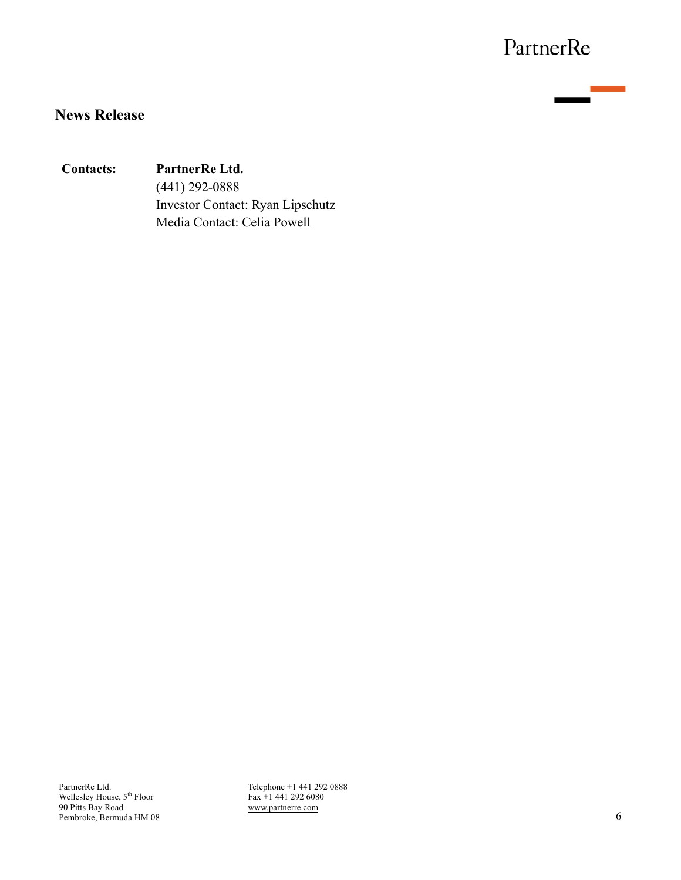PartnerRe

## News Release

**Contacts:** **PartnerRe Ltd.**
(441) 292-0888
Investor Contact: Ryan Lipschutz
Media Contact: Celia Powell

PartnerRe Ltd.
Wellesley House, 5th Floor
90 Pitts Bay Road
Pembroke, Bermuda HM 08

Telephone +1 441 292 0888
Fax +1 441 292 6080
www.partnerre.com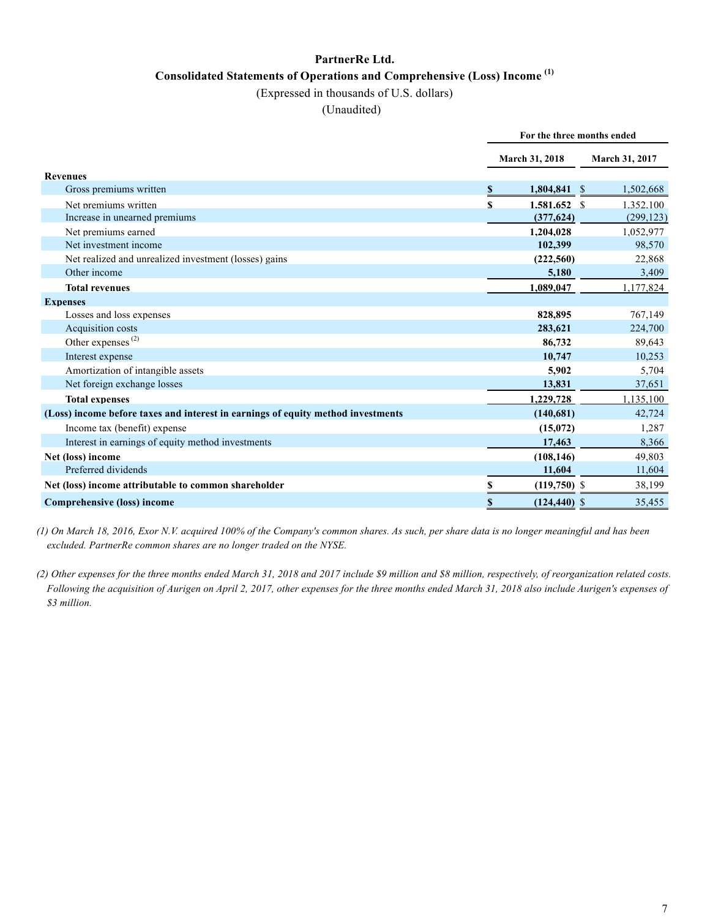# PartnerRe Ltd.

## Consolidated Statements of Operations and Comprehensive (Loss) Income [(1)]

(Expressed in thousands of U.S. dollars)

(Unaudited)

| | For the three months ended | |
|---|---|---|
| | March 31, 2018 | March 31, 2017 |
| **Revenues** | | |
| Gross premiums written | **$ 1,804,841** | $ 1,502,668 |
| Net premiums written | **$ 1,581,652** | $ 1,352,100 |
| Increase in unearned premiums | **(377,624)** | (299,123) |
| Net premiums earned | **1,204,028** | 1,052,977 |
| Net investment income | **102,399** | 98,570 |
| Net realized and unrealized investment (losses) gains | **(222,560)** | 22,868 |
| Other income | **5,180** | 3,409 |
| **Total revenues** | **1,089,047** | 1,177,824 |
| **Expenses** | | |
| Losses and loss expenses | **828,895** | 767,149 |
| Acquisition costs | **283,621** | 224,700 |
| Other expenses [(2)] | **86,732** | 89,643 |
| Interest expense | **10,747** | 10,253 |
| Amortization of intangible assets | **5,902** | 5,704 |
| Net foreign exchange losses | **13,831** | 37,651 |
| **Total expenses** | **1,229,728** | 1,135,100 |
| **(Loss) income before taxes and interest in earnings of equity method investments** | **(140,681)** | 42,724 |
| Income tax (benefit) expense | **(15,072)** | 1,287 |
| Interest in earnings of equity method investments | **17,463** | 8,366 |
| **Net (loss) income** | **(108,146)** | 49,803 |
| Preferred dividends | **11,604** | 11,604 |
| **Net (loss) income attributable to common shareholder** | **$ (119,750)** | $ 38,199 |
| **Comprehensive (loss) income** | **$ (124,440)** | $ 35,455 |

*(1) On March 18, 2016, Exor N.V. acquired 100% of the Company's common shares. As such, per share data is no longer meaningful and has been excluded. PartnerRe common shares are no longer traded on the NYSE.*

*(2) Other expenses for the three months ended March 31, 2018 and 2017 include $9 million and $8 million, respectively, of reorganization related costs. Following the acquisition of Aurigen on April 2, 2017, other expenses for the three months ended March 31, 2018 also include Aurigen's expenses of $3 million.*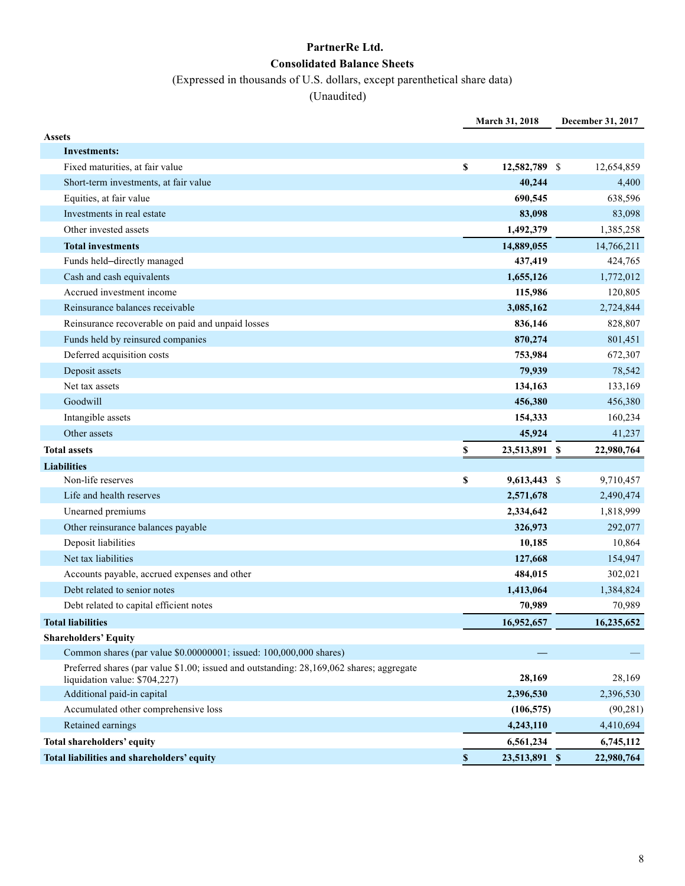# PartnerRe Ltd.

## Consolidated Balance Sheets

(Expressed in thousands of U.S. dollars, except parenthetical share data)

(Unaudited)

| | March 31, 2018 | December 31, 2017 |
|---|---|---|
| **Assets** | | |
| **Investments:** | | |
| Fixed maturities, at fair value | **$ 12,582,789** | $ 12,654,859 |
| Short-term investments, at fair value | **40,244** | 4,400 |
| Equities, at fair value | **690,545** | 638,596 |
| Investments in real estate | **83,098** | 83,098 |
| Other invested assets | **1,492,379** | 1,385,258 |
| **Total investments** | **14,889,055** | 14,766,211 |
| Funds held–directly managed | **437,419** | 424,765 |
| Cash and cash equivalents | **1,655,126** | 1,772,012 |
| Accrued investment income | **115,986** | 120,805 |
| Reinsurance balances receivable | **3,085,162** | 2,724,844 |
| Reinsurance recoverable on paid and unpaid losses | **836,146** | 828,807 |
| Funds held by reinsured companies | **870,274** | 801,451 |
| Deferred acquisition costs | **753,984** | 672,307 |
| Deposit assets | **79,939** | 78,542 |
| Net tax assets | **134,163** | 133,169 |
| Goodwill | **456,380** | 456,380 |
| Intangible assets | **154,333** | 160,234 |
| Other assets | **45,924** | 41,237 |
| **Total assets** | **$ 23,513,891** | **$ 22,980,764** |
| **Liabilities** | | |
| Non-life reserves | **$ 9,613,443** | $ 9,710,457 |
| Life and health reserves | **2,571,678** | 2,490,474 |
| Unearned premiums | **2,334,642** | 1,818,999 |
| Other reinsurance balances payable | **326,973** | 292,077 |
| Deposit liabilities | **10,185** | 10,864 |
| Net tax liabilities | **127,668** | 154,947 |
| Accounts payable, accrued expenses and other | **484,015** | 302,021 |
| Debt related to senior notes | **1,413,064** | 1,384,824 |
| Debt related to capital efficient notes | **70,989** | 70,989 |
| **Total liabilities** | **16,952,657** | **16,235,652** |
| **Shareholders' Equity** | | |
| Common shares (par value $0.00000001; issued: 100,000,000 shares) | **—** | — |
| Preferred shares (par value $1.00; issued and outstanding: 28,169,062 shares; aggregate liquidation value: $704,227) | **28,169** | 28,169 |
| Additional paid-in capital | **2,396,530** | 2,396,530 |
| Accumulated other comprehensive loss | **(106,575)** | (90,281) |
| Retained earnings | **4,243,110** | 4,410,694 |
| **Total shareholders' equity** | **6,561,234** | **6,745,112** |
| **Total liabilities and shareholders' equity** | **$ 23,513,891** | **$ 22,980,764** |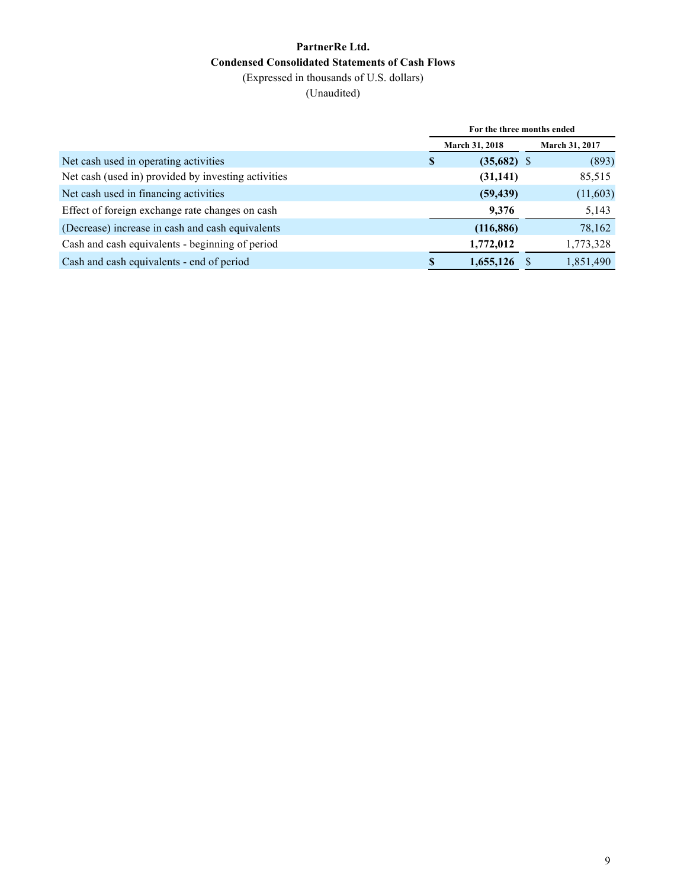**PartnerRe Ltd.**
**Condensed Consolidated Statements of Cash Flows**
(Expressed in thousands of U.S. dollars)
(Unaudited)

| | For the three months ended | |
|---|---|---|
| | March 31, 2018 | March 31, 2017 |
| Net cash used in operating activities | $ **(35,682)** | $ (893) |
| Net cash (used in) provided by investing activities | **(31,141)** | 85,515 |
| Net cash used in financing activities | **(59,439)** | (11,603) |
| Effect of foreign exchange rate changes on cash | **9,376** | 5,143 |
| (Decrease) increase in cash and cash equivalents | **(116,886)** | 78,162 |
| Cash and cash equivalents - beginning of period | **1,772,012** | 1,773,328 |
| Cash and cash equivalents - end of period | $ **1,655,126** | $ 1,851,490 |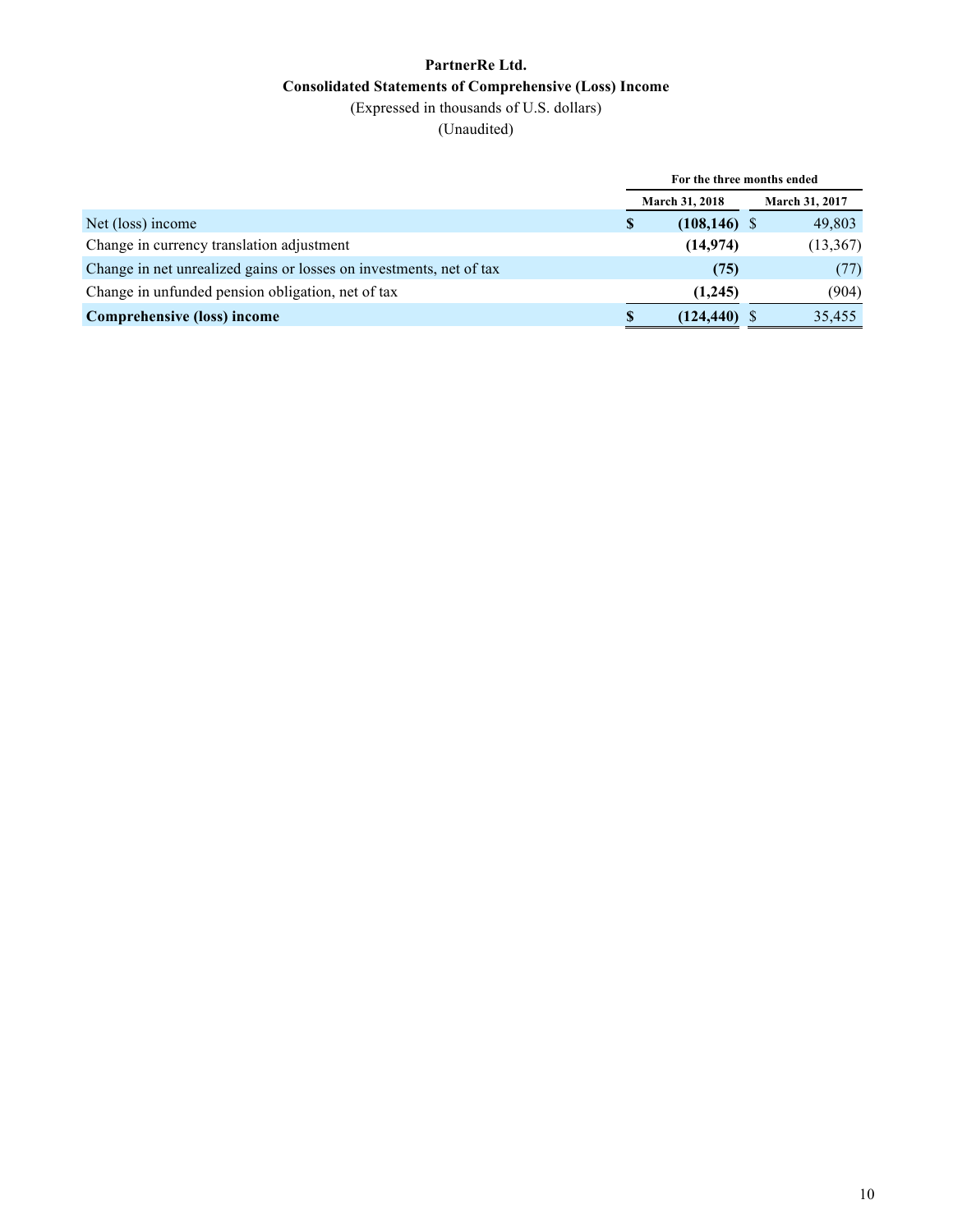# PartnerRe Ltd.

## Consolidated Statements of Comprehensive (Loss) Income

(Expressed in thousands of U.S. dollars)

(Unaudited)

| | For the three months ended | |
|---|---|---|
| | **March 31, 2018** | **March 31, 2017** |
| Net (loss) income | **$ (108,146)** | $ 49,803 |
| Change in currency translation adjustment | **(14,974)** | (13,367) |
| Change in net unrealized gains or losses on investments, net of tax | **(75)** | (77) |
| Change in unfunded pension obligation, net of tax | **(1,245)** | (904) |
| **Comprehensive (loss) income** | **$ (124,440)** | $ 35,455 |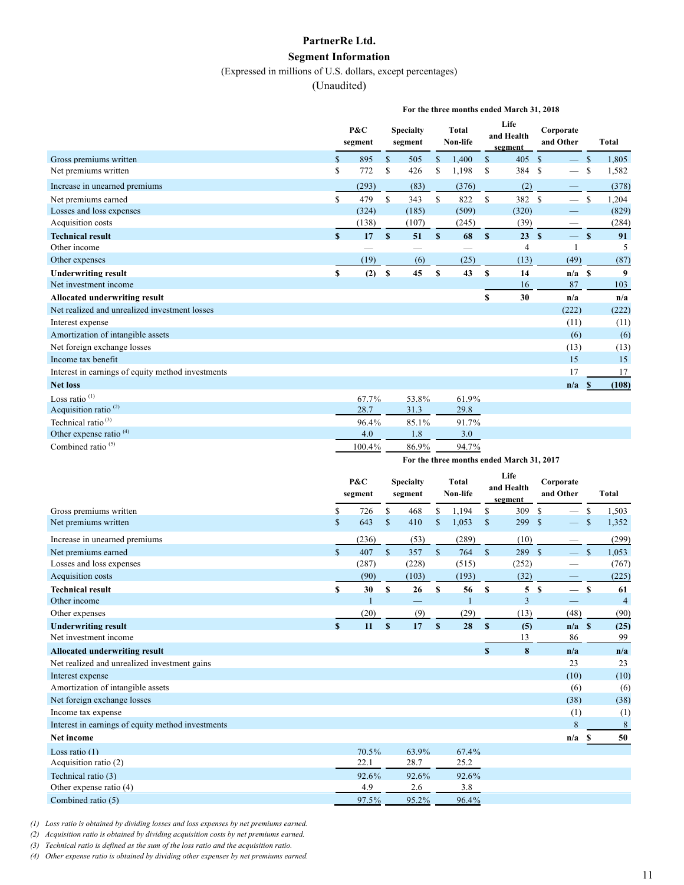# PartnerRe Ltd.

## Segment Information

(Expressed in millions of U.S. dollars, except percentages)

(Unaudited)

| For the three months ended March 31, 2018 | P&C segment | Specialty segment | Total Non-life | Life and Health segment | Corporate and Other | Total |
|---|---|---|---|---|---|---|
| Gross premiums written | $ 895 | $ 505 | $ 1,400 | $ 405 | $ — | $ 1,805 |
| Net premiums written | $ 772 | $ 426 | $ 1,198 | $ 384 | $ — | $ 1,582 |
| Increase in unearned premiums | (293) | (83) | (376) | (2) | — | (378) |
| Net premiums earned | $ 479 | $ 343 | $ 822 | $ 382 | $ — | $ 1,204 |
| Losses and loss expenses | (324) | (185) | (509) | (320) | — | (829) |
| Acquisition costs | (138) | (107) | (245) | (39) | — | (284) |
| **Technical result** | **$ 17** | **$ 51** | **$ 68** | **$ 23** | **$ —** | **$ 91** |
| Other income | — | — | — | 4 | 1 | 5 |
| Other expenses | (19) | (6) | (25) | (13) | (49) | (87) |
| **Underwriting result** | **$ (2)** | **$ 45** | **$ 43** | **$ 14** | **n/a** | **$ 9** |
| Net investment income | | | | 16 | 87 | 103 |
| **Allocated underwriting result** | | | | **$ 30** | **n/a** | **n/a** |
| Net realized and unrealized investment losses | | | | | (222) | (222) |
| Interest expense | | | | | (11) | (11) |
| Amortization of intangible assets | | | | | (6) | (6) |
| Net foreign exchange losses | | | | | (13) | (13) |
| Income tax benefit | | | | | 15 | 15 |
| Interest in earnings of equity method investments | | | | | 17 | 17 |
| **Net loss** | | | | | **n/a** | **$ (108)** |
| Loss ratio [(1)] | 67.7% | 53.8% | 61.9% | | | |
| Acquisition ratio [(2)] | 28.7 | 31.3 | 29.8 | | | |
| Technical ratio [(3)] | 96.4% | 85.1% | 91.7% | | | |
| Other expense ratio [(4)] | 4.0 | 1.8 | 3.0 | | | |
| Combined ratio [(5)] | 100.4% | 86.9% | 94.7% | | | |

| For the three months ended March 31, 2017 | P&C segment | Specialty segment | Total Non-life | Life and Health segment | Corporate and Other | Total |
|---|---|---|---|---|---|---|
| Gross premiums written | $ 726 | $ 468 | $ 1,194 | $ 309 | $ — | $ 1,503 |
| Net premiums written | $ 643 | $ 410 | $ 1,053 | $ 299 | $ — | $ 1,352 |
| Increase in unearned premiums | (236) | (53) | (289) | (10) | — | (299) |
| Net premiums earned | $ 407 | $ 357 | $ 764 | $ 289 | $ — | $ 1,053 |
| Losses and loss expenses | (287) | (228) | (515) | (252) | — | (767) |
| Acquisition costs | (90) | (103) | (193) | (32) | — | (225) |
| **Technical result** | **$ 30** | **$ 26** | **$ 56** | **$ 5** | **$ —** | **$ 61** |
| Other income | 1 | — | 1 | 3 | — | 4 |
| Other expenses | (20) | (9) | (29) | (13) | (48) | (90) |
| **Underwriting result** | **$ 11** | **$ 17** | **$ 28** | **$ (5)** | **n/a** | **$ (25)** |
| Net investment income | | | | 13 | 86 | 99 |
| **Allocated underwriting result** | | | | **$ 8** | **n/a** | **n/a** |
| Net realized and unrealized investment gains | | | | | 23 | 23 |
| Interest expense | | | | | (10) | (10) |
| Amortization of intangible assets | | | | | (6) | (6) |
| Net foreign exchange losses | | | | | (38) | (38) |
| Income tax expense | | | | | (1) | (1) |
| Interest in earnings of equity method investments | | | | | 8 | 8 |
| **Net income** | | | | | **n/a** | **$ 50** |
| Loss ratio (1) | 70.5% | 63.9% | 67.4% | | | |
| Acquisition ratio (2) | 22.1 | 28.7 | 25.2 | | | |
| Technical ratio (3) | 92.6% | 92.6% | 92.6% | | | |
| Other expense ratio (4) | 4.9 | 2.6 | 3.8 | | | |
| Combined ratio (5) | 97.5% | 95.2% | 96.4% | | | |

*(1) Loss ratio is obtained by dividing losses and loss expenses by net premiums earned.*

*(2) Acquisition ratio is obtained by dividing acquisition costs by net premiums earned.*

*(3) Technical ratio is defined as the sum of the loss ratio and the acquisition ratio.*

*(4) Other expense ratio is obtained by dividing other expenses by net premiums earned.*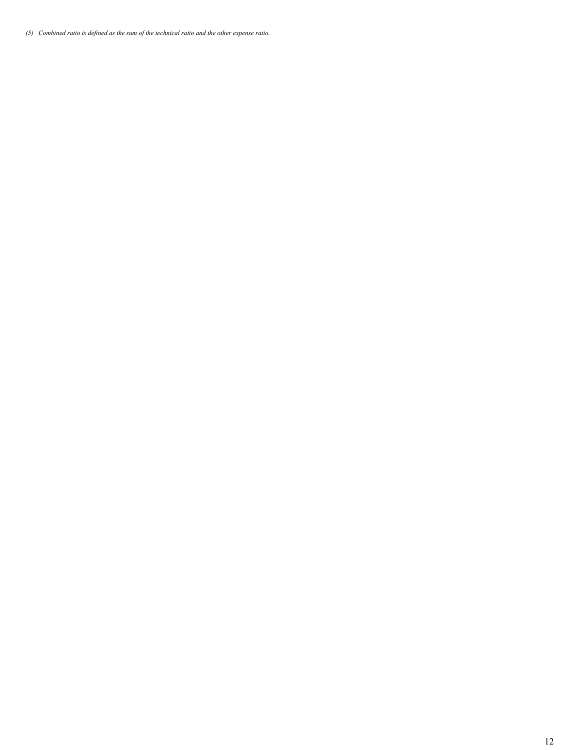*(5) Combined ratio is defined as the sum of the technical ratio and the other expense ratio.*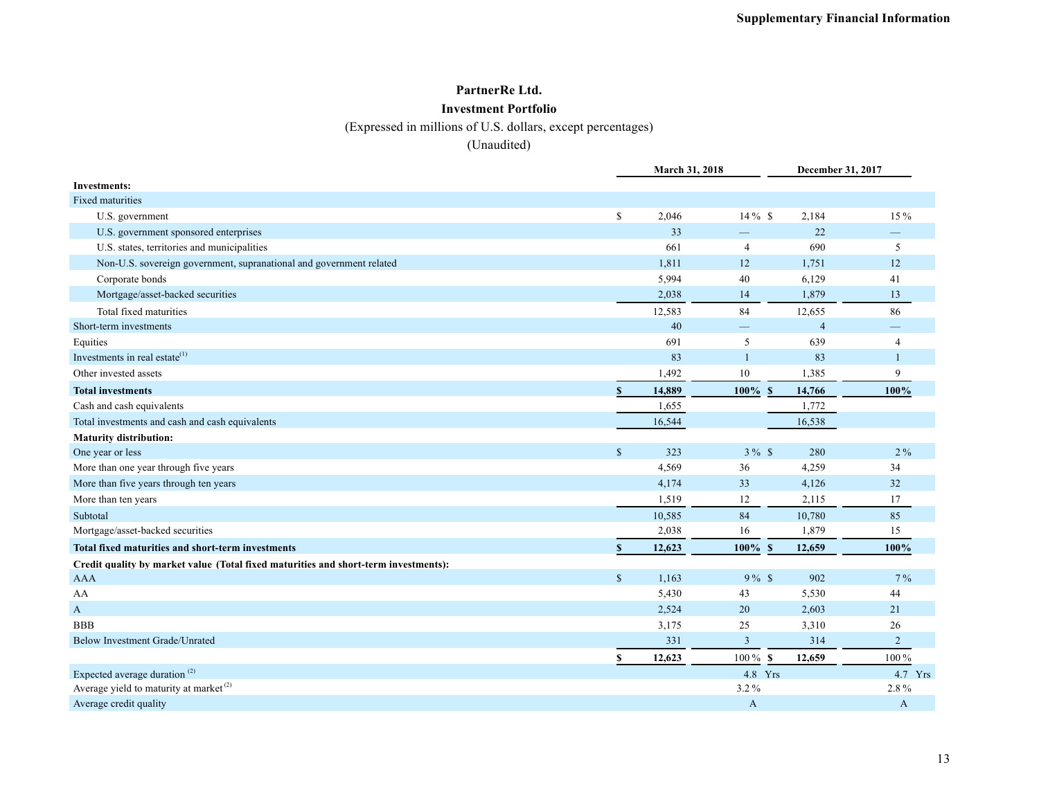**Supplementary Financial Information**

# PartnerRe Ltd.

## Investment Portfolio

(Expressed in millions of U.S. dollars, except percentages)

(Unaudited)

| | March 31, 2018 | | December 31, 2017 | |
|---|---|---|---|---|
| **Investments:** | | | | |
| Fixed maturities | | | | |
| U.S. government | $ 2,046 | 14 % | $ 2,184 | 15 % |
| U.S. government sponsored enterprises | 33 | — | 22 | — |
| U.S. states, territories and municipalities | 661 | 4 | 690 | 5 |
| Non-U.S. sovereign government, supranational and government related | 1,811 | 12 | 1,751 | 12 |
| Corporate bonds | 5,994 | 40 | 6,129 | 41 |
| Mortgage/asset-backed securities | 2,038 | 14 | 1,879 | 13 |
| Total fixed maturities | 12,583 | 84 | 12,655 | 86 |
| Short-term investments | 40 | — | 4 | — |
| Equities | 691 | 5 | 639 | 4 |
| Investments in real estate[1] | 83 | 1 | 83 | 1 |
| Other invested assets | 1,492 | 10 | 1,385 | 9 |
| **Total investments** | **$ 14,889** | **100%** | **$ 14,766** | **100%** |
| Cash and cash equivalents | 1,655 | | 1,772 | |
| Total investments and cash and cash equivalents | 16,544 | | 16,538 | |
| **Maturity distribution:** | | | | |
| One year or less | $ 323 | 3 % | $ 280 | 2 % |
| More than one year through five years | 4,569 | 36 | 4,259 | 34 |
| More than five years through ten years | 4,174 | 33 | 4,126 | 32 |
| More than ten years | 1,519 | 12 | 2,115 | 17 |
| Subtotal | 10,585 | 84 | 10,780 | 85 |
| Mortgage/asset-backed securities | 2,038 | 16 | 1,879 | 15 |
| **Total fixed maturities and short-term investments** | **$ 12,623** | **100%** | **$ 12,659** | **100%** |
| **Credit quality by market value (Total fixed maturities and short-term investments):** | | | | |
| AAA | $ 1,163 | 9 % | $ 902 | 7 % |
| AA | 5,430 | 43 | 5,530 | 44 |
| A | 2,524 | 20 | 2,603 | 21 |
| BBB | 3,175 | 25 | 3,310 | 26 |
| Below Investment Grade/Unrated | 331 | 3 | 314 | 2 |
| | **$ 12,623** | 100 % | **$ 12,659** | 100 % |
| Expected average duration [2] | | 4.8 Yrs | | 4.7 Yrs |
| Average yield to maturity at market [2] | | 3.2 % | | 2.8 % |
| Average credit quality | | A | | A |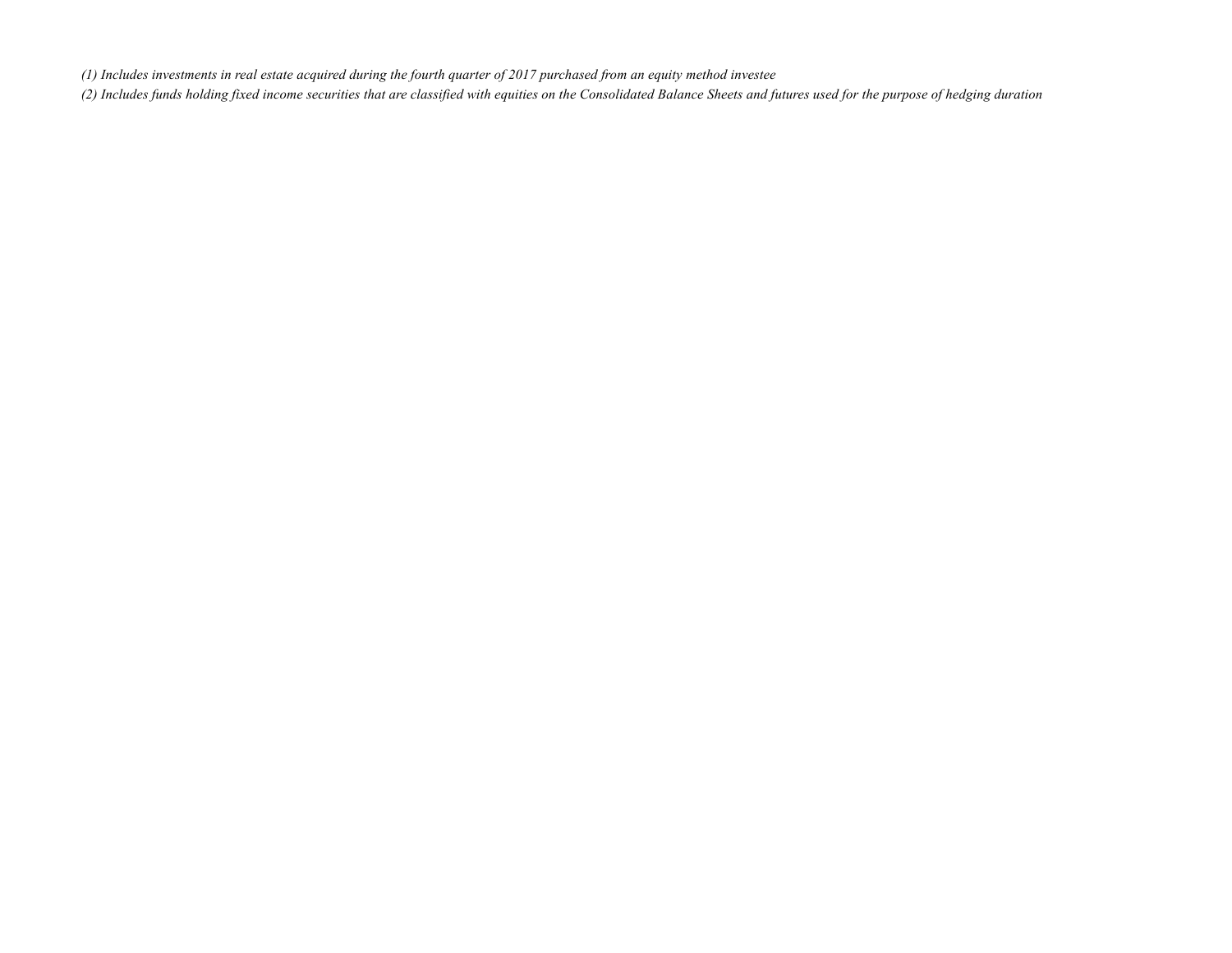*(1) Includes investments in real estate acquired during the fourth quarter of 2017 purchased from an equity method investee*

*(2) Includes funds holding fixed income securities that are classified with equities on the Consolidated Balance Sheets and futures used for the purpose of hedging duration*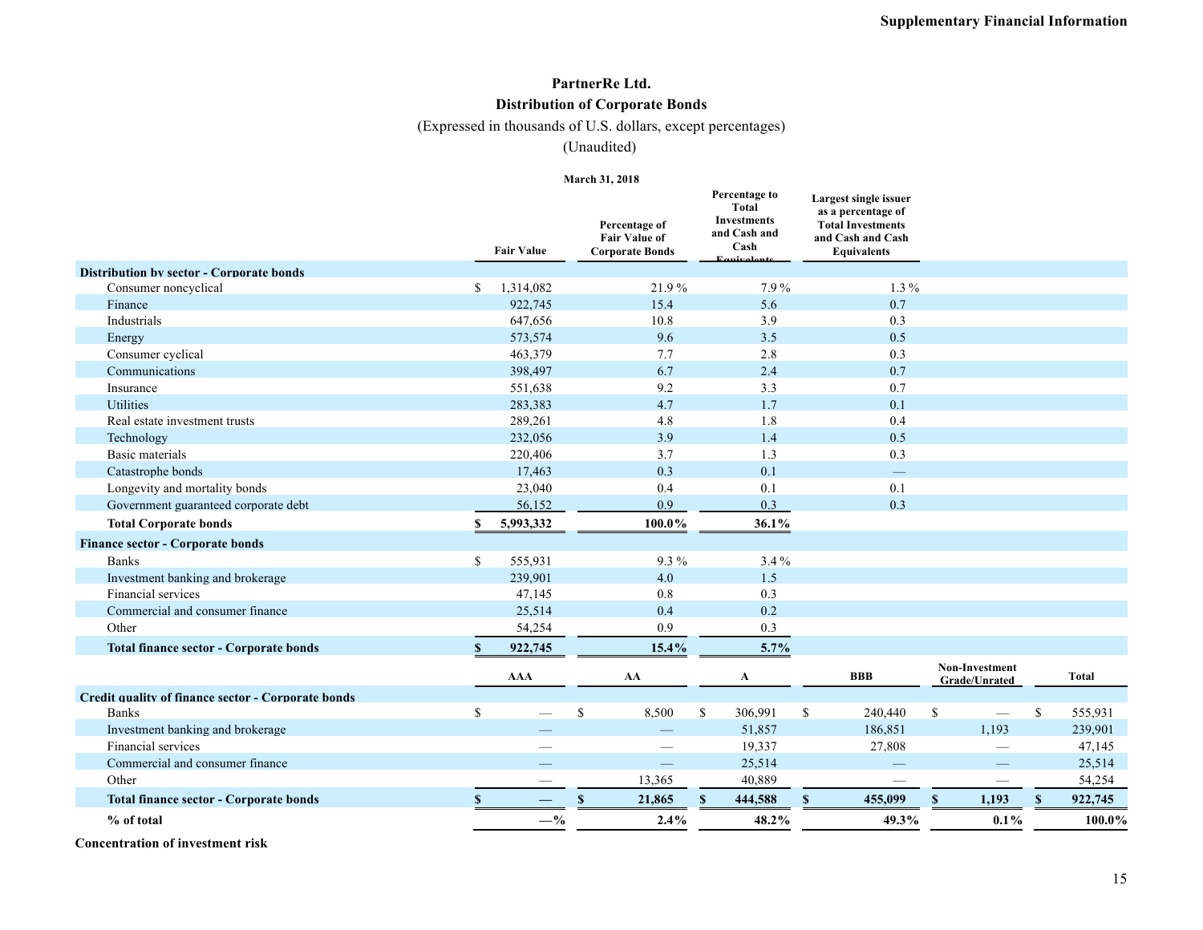# PartnerRe Ltd.

## Distribution of Corporate Bonds

(Expressed in thousands of U.S. dollars, except percentages)

(Unaudited)

| | March 31, 2018 | | | |
|---|---|---|---|---|
| | Fair Value | Percentage of Fair Value of Corporate Bonds | Percentage to Total Investments and Cash and Cash Equivalents | Largest single issuer as a percentage of Total Investments and Cash and Cash Equivalents |
| **Distribution by sector - Corporate bonds** | | | | |
| Consumer noncyclical | $ 1,314,082 | 21.9 % | 7.9 % | 1.3 % |
| Finance | 922,745 | 15.4 | 5.6 | 0.7 |
| Industrials | 647,656 | 10.8 | 3.9 | 0.3 |
| Energy | 573,574 | 9.6 | 3.5 | 0.5 |
| Consumer cyclical | 463,379 | 7.7 | 2.8 | 0.3 |
| Communications | 398,497 | 6.7 | 2.4 | 0.7 |
| Insurance | 551,638 | 9.2 | 3.3 | 0.7 |
| Utilities | 283,383 | 4.7 | 1.7 | 0.1 |
| Real estate investment trusts | 289,261 | 4.8 | 1.8 | 0.4 |
| Technology | 232,056 | 3.9 | 1.4 | 0.5 |
| Basic materials | 220,406 | 3.7 | 1.3 | 0.3 |
| Catastrophe bonds | 17,463 | 0.3 | 0.1 | — |
| Longevity and mortality bonds | 23,040 | 0.4 | 0.1 | 0.1 |
| Government guaranteed corporate debt | 56,152 | 0.9 | 0.3 | 0.3 |
| **Total Corporate bonds** | **$ 5,993,332** | **100.0%** | **36.1%** | |
| **Finance sector - Corporate bonds** | | | | |
| Banks | $ 555,931 | 9.3 % | 3.4 % | |
| Investment banking and brokerage | 239,901 | 4.0 | 1.5 | |
| Financial services | 47,145 | 0.8 | 0.3 | |
| Commercial and consumer finance | 25,514 | 0.4 | 0.2 | |
| Other | 54,254 | 0.9 | 0.3 | |
| **Total finance sector - Corporate bonds** | **$ 922,745** | **15.4%** | **5.7%** | |

| | AAA | AA | A | BBB | Non-Investment Grade/Unrated | Total |
|---|---|---|---|---|---|---|
| **Credit quality of finance sector - Corporate bonds** | | | | | | |
| Banks | $ — | $ 8,500 | $ 306,991 | $ 240,440 | $ — | $ 555,931 |
| Investment banking and brokerage | — | — | 51,857 | 186,851 | 1,193 | 239,901 |
| Financial services | — | — | 19,337 | 27,808 | — | 47,145 |
| Commercial and consumer finance | — | — | 25,514 | — | — | 25,514 |
| Other | — | 13,365 | 40,889 | — | — | 54,254 |
| **Total finance sector - Corporate bonds** | **$ —** | **$ 21,865** | **$ 444,588** | **$ 455,099** | **$ 1,193** | **$ 922,745** |
| **% of total** | **—%** | **2.4%** | **48.2%** | **49.3%** | **0.1%** | **100.0%** |

**Concentration of investment risk**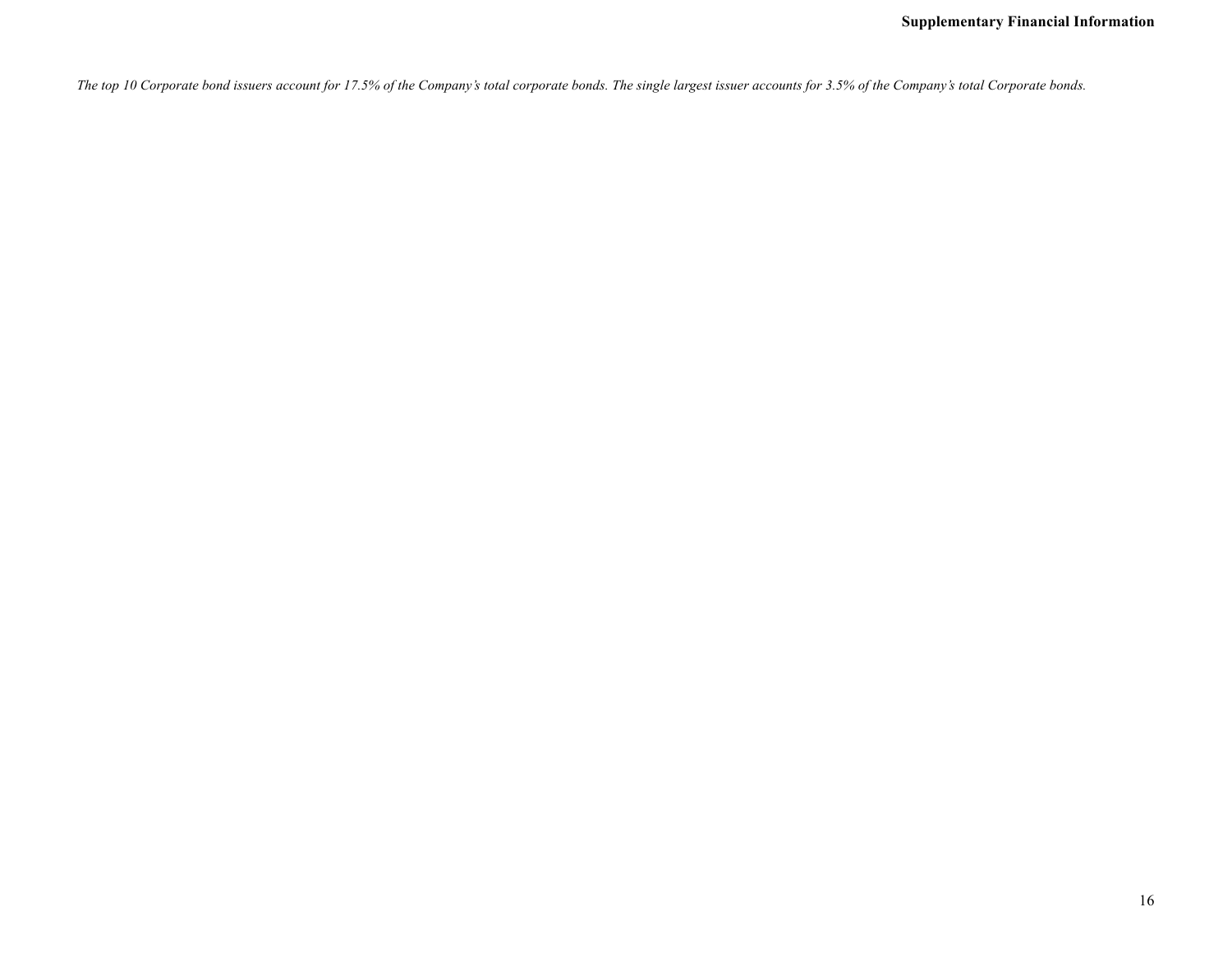*The top 10 Corporate bond issuers account for 17.5% of the Company's total corporate bonds. The single largest issuer accounts for 3.5% of the Company's total Corporate bonds.*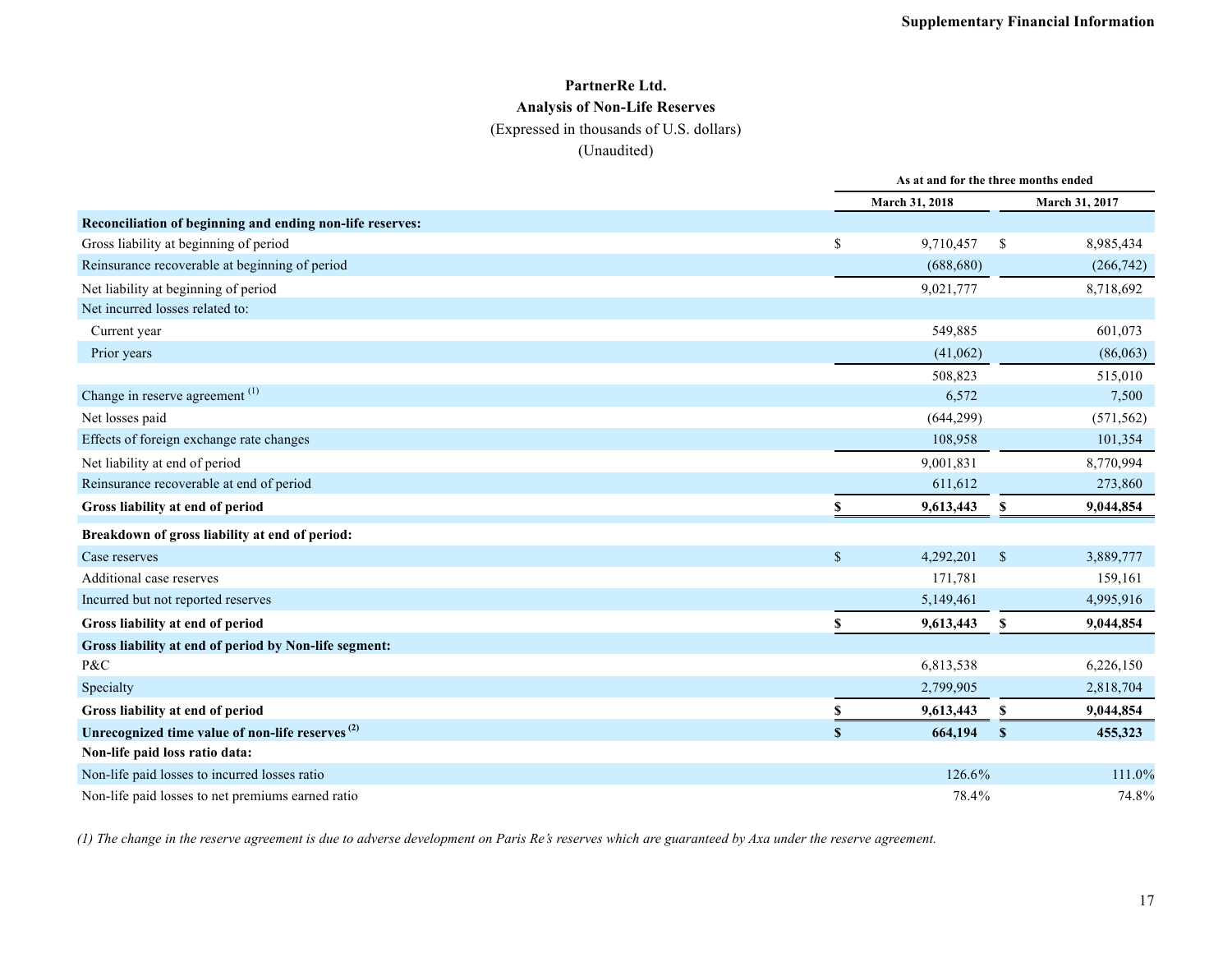## PartnerRe Ltd.
### Analysis of Non-Life Reserves
(Expressed in thousands of U.S. dollars)
(Unaudited)

| | As at and for the three months ended | |
|---|---|---|
| | March 31, 2018 | March 31, 2017 |
| **Reconciliation of beginning and ending non-life reserves:** | | |
| Gross liability at beginning of period | $ 9,710,457 | $ 8,985,434 |
| Reinsurance recoverable at beginning of period | (688,680) | (266,742) |
| Net liability at beginning of period | 9,021,777 | 8,718,692 |
| Net incurred losses related to: | | |
| Current year | 549,885 | 601,073 |
| Prior years | (41,062) | (86,063) |
| | 508,823 | 515,010 |
| Change in reserve agreement [(1)] | 6,572 | 7,500 |
| Net losses paid | (644,299) | (571,562) |
| Effects of foreign exchange rate changes | 108,958 | 101,354 |
| Net liability at end of period | 9,001,831 | 8,770,994 |
| Reinsurance recoverable at end of period | 611,612 | 273,860 |
| **Gross liability at end of period** | **$ 9,613,443** | **$ 9,044,854** |
| **Breakdown of gross liability at end of period:** | | |
| Case reserves | $ 4,292,201 | $ 3,889,777 |
| Additional case reserves | 171,781 | 159,161 |
| Incurred but not reported reserves | 5,149,461 | 4,995,916 |
| **Gross liability at end of period** | **$ 9,613,443** | **$ 9,044,854** |
| **Gross liability at end of period by Non-life segment:** | | |
| P&C | 6,813,538 | 6,226,150 |
| Specialty | 2,799,905 | 2,818,704 |
| **Gross liability at end of period** | **$ 9,613,443** | **$ 9,044,854** |
| **Unrecognized time value of non-life reserves [(2)]** | **$ 664,194** | **$ 455,323** |
| **Non-life paid loss ratio data:** | | |
| Non-life paid losses to incurred losses ratio | 126.6% | 111.0% |
| Non-life paid losses to net premiums earned ratio | 78.4% | 74.8% |

*(1) The change in the reserve agreement is due to adverse development on Paris Re's reserves which are guaranteed by Axa under the reserve agreement.*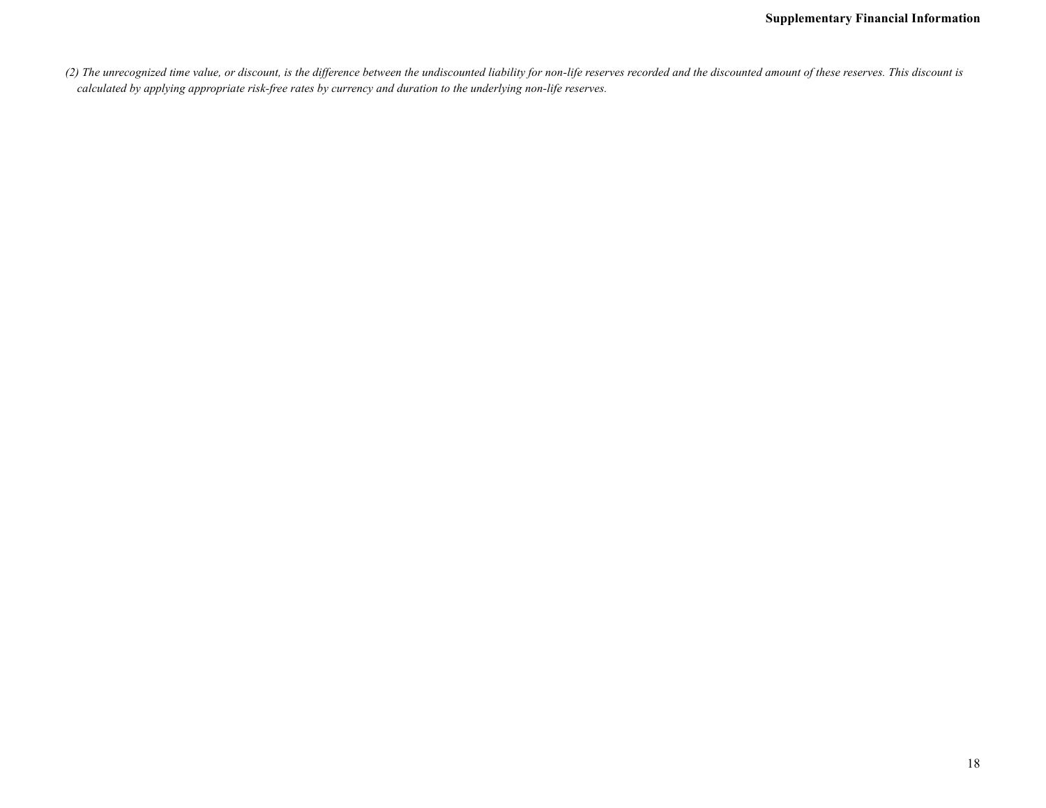*(2) The unrecognized time value, or discount, is the difference between the undiscounted liability for non-life reserves recorded and the discounted amount of these reserves. This discount is calculated by applying appropriate risk-free rates by currency and duration to the underlying non-life reserves.*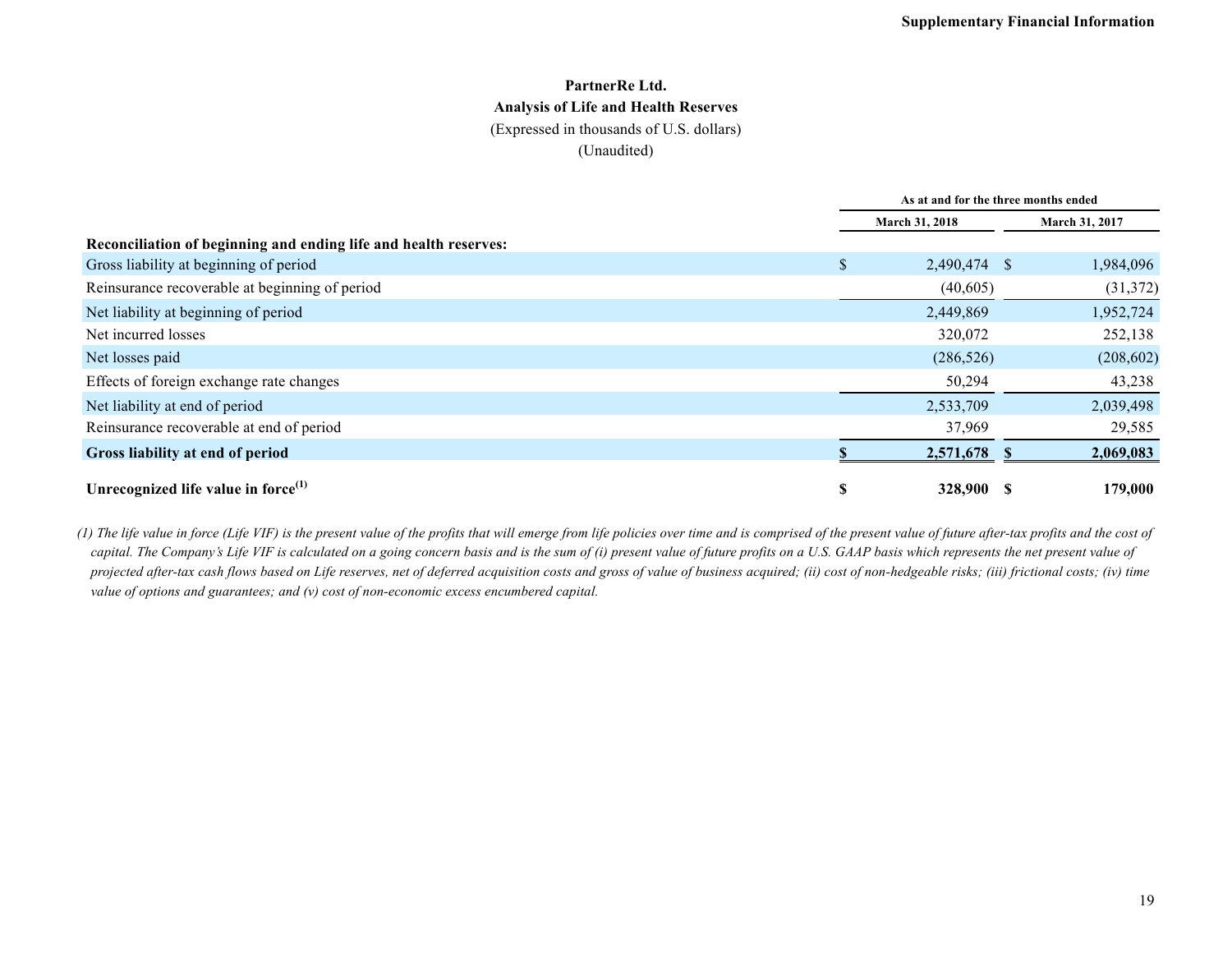**PartnerRe Ltd.**

**Analysis of Life and Health Reserves**

(Expressed in thousands of U.S. dollars)

(Unaudited)

| | As at and for the three months ended | |
|---|---|---|
| | March 31, 2018 | March 31, 2017 |
| **Reconciliation of beginning and ending life and health reserves:** | | |
| Gross liability at beginning of period | $ 2,490,474 | $ 1,984,096 |
| Reinsurance recoverable at beginning of period | (40,605) | (31,372) |
| Net liability at beginning of period | 2,449,869 | 1,952,724 |
| Net incurred losses | 320,072 | 252,138 |
| Net losses paid | (286,526) | (208,602) |
| Effects of foreign exchange rate changes | 50,294 | 43,238 |
| Net liability at end of period | 2,533,709 | 2,039,498 |
| Reinsurance recoverable at end of period | 37,969 | 29,585 |
| **Gross liability at end of period** | **$ 2,571,678** | **$ 2,069,083** |
| **Unrecognized life value in force[(1)]** | **$ 328,900** | **$ 179,000** |

*(1) The life value in force (Life VIF) is the present value of the profits that will emerge from life policies over time and is comprised of the present value of future after-tax profits and the cost of capital. The Company's Life VIF is calculated on a going concern basis and is the sum of (i) present value of future profits on a U.S. GAAP basis which represents the net present value of projected after-tax cash flows based on Life reserves, net of deferred acquisition costs and gross of value of business acquired; (ii) cost of non-hedgeable risks; (iii) frictional costs; (iv) time value of options and guarantees; and (v) cost of non-economic excess encumbered capital.*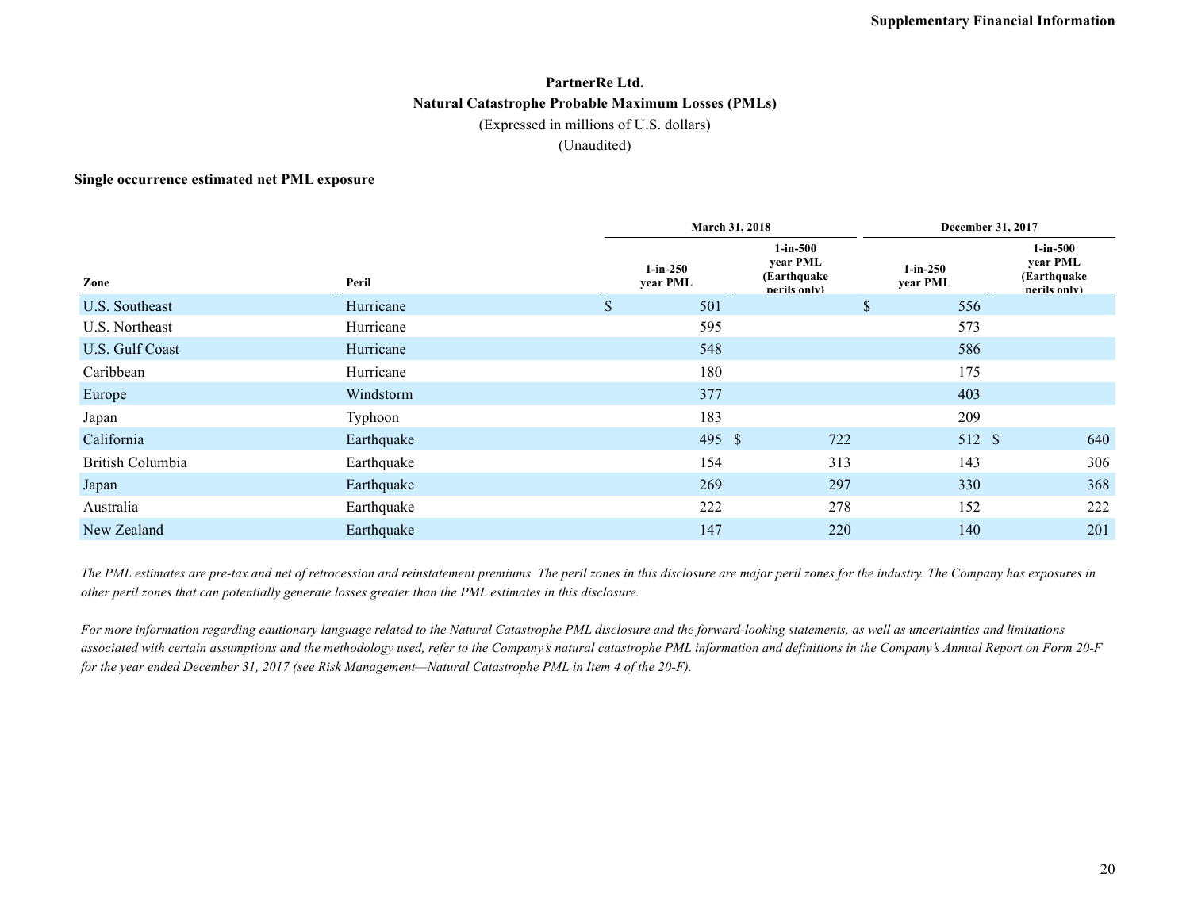**PartnerRe Ltd.**

**Natural Catastrophe Probable Maximum Losses (PMLs)**

(Expressed in millions of U.S. dollars)

(Unaudited)

**Single occurrence estimated net PML exposure**

| | | March 31, 2018 | | December 31, 2017 | |
|---|---|---|---|---|---|
| **Zone** | **Peril** | **1-in-250 year PML** | **1-in-500 year PML (Earthquake perils only)** | **1-in-250 year PML** | **1-in-500 year PML (Earthquake perils only)** |
| U.S. Southeast | Hurricane | $ 501 | | $ 556 | |
| U.S. Northeast | Hurricane | 595 | | 573 | |
| U.S. Gulf Coast | Hurricane | 548 | | 586 | |
| Caribbean | Hurricane | 180 | | 175 | |
| Europe | Windstorm | 377 | | 403 | |
| Japan | Typhoon | 183 | | 209 | |
| California | Earthquake | 495 | $ 722 | 512 | $ 640 |
| British Columbia | Earthquake | 154 | 313 | 143 | 306 |
| Japan | Earthquake | 269 | 297 | 330 | 368 |
| Australia | Earthquake | 222 | 278 | 152 | 222 |
| New Zealand | Earthquake | 147 | 220 | 140 | 201 |

*The PML estimates are pre-tax and net of retrocession and reinstatement premiums. The peril zones in this disclosure are major peril zones for the industry. The Company has exposures in other peril zones that can potentially generate losses greater than the PML estimates in this disclosure.*

*For more information regarding cautionary language related to the Natural Catastrophe PML disclosure and the forward-looking statements, as well as uncertainties and limitations associated with certain assumptions and the methodology used, refer to the Company's natural catastrophe PML information and definitions in the Company's Annual Report on Form 20-F for the year ended December 31, 2017 (see Risk Management—Natural Catastrophe PML in Item 4 of the 20-F).*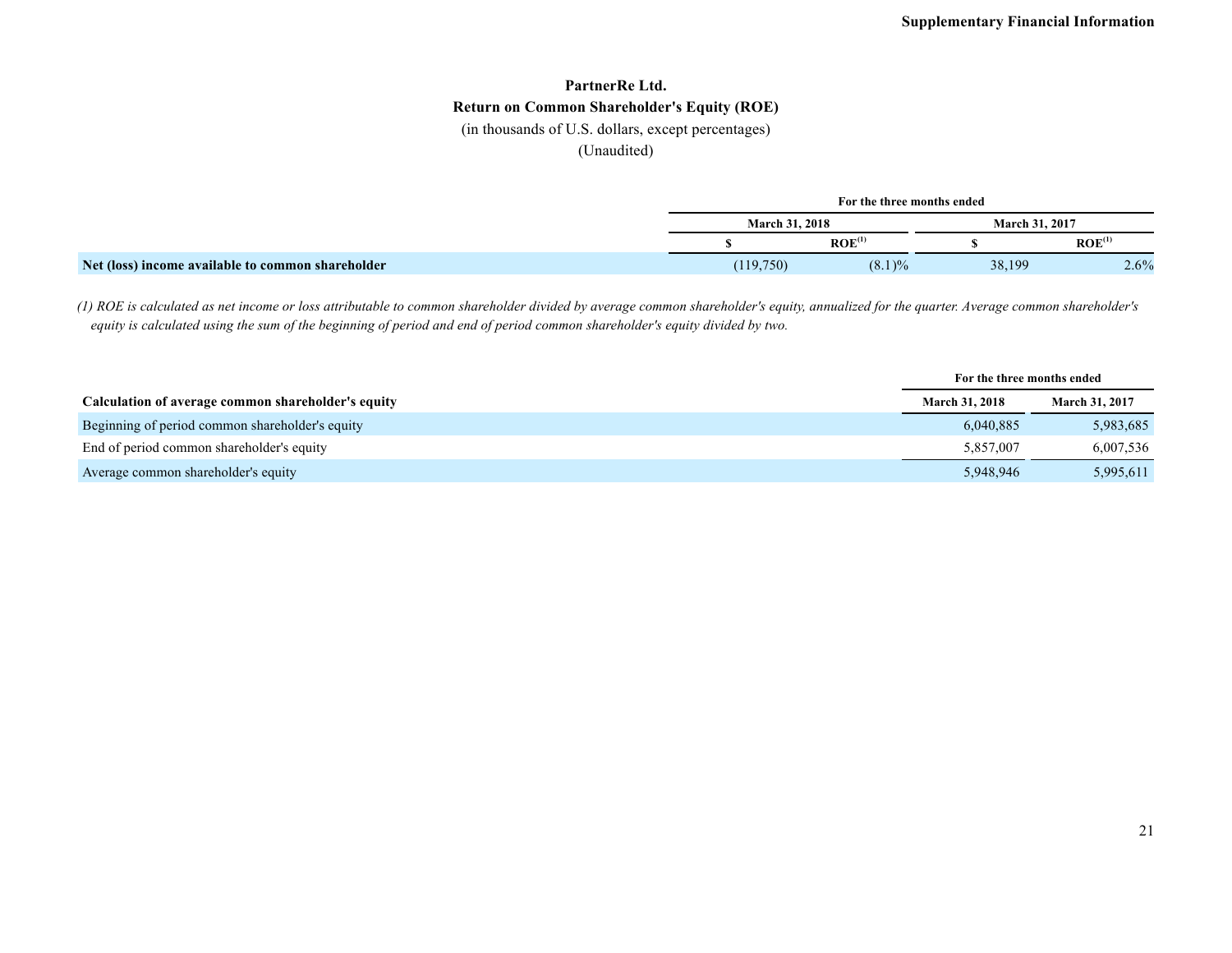# PartnerRe Ltd.

## Return on Common Shareholder's Equity (ROE)

(in thousands of U.S. dollars, except percentages)

(Unaudited)

| | For the three months ended | | | |
|---|---|---|---|---|
| | March 31, 2018 | | March 31, 2017 | |
| | $ | ROE[1] | $ | ROE[1] |
| **Net (loss) income available to common shareholder** | (119,750) | (8.1)% | 38,199 | 2.6% |

*(1) ROE is calculated as net income or loss attributable to common shareholder divided by average common shareholder's equity, annualized for the quarter. Average common shareholder's equity is calculated using the sum of the beginning of period and end of period common shareholder's equity divided by two.*

| | For the three months ended | |
|---|---|---|
| **Calculation of average common shareholder's equity** | March 31, 2018 | March 31, 2017 |
| Beginning of period common shareholder's equity | 6,040,885 | 5,983,685 |
| End of period common shareholder's equity | 5,857,007 | 6,007,536 |
| Average common shareholder's equity | 5,948,946 | 5,995,611 |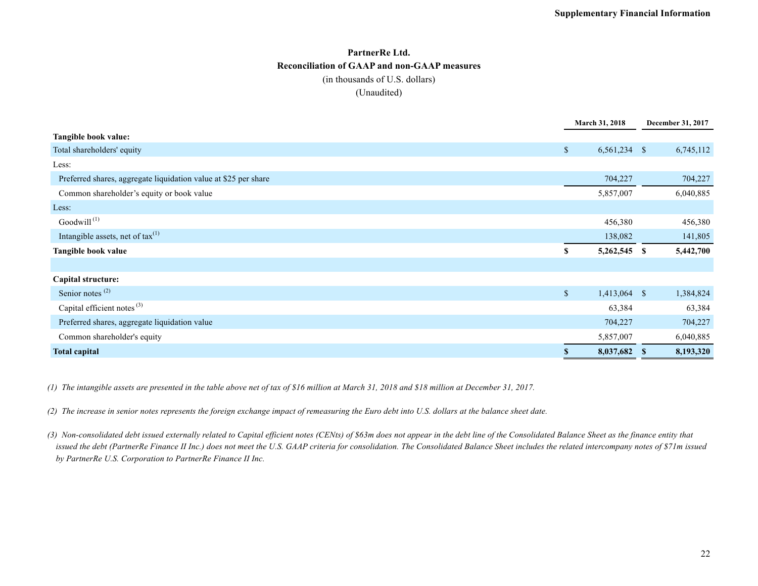Supplementary Financial Information

# PartnerRe Ltd.
## Reconciliation of GAAP and non-GAAP measures
(in thousands of U.S. dollars)
(Unaudited)

| | March 31, 2018 | December 31, 2017 |
|---|---|---|
| **Tangible book value:** | | |
| Total shareholders' equity | $ 6,561,234 | $ 6,745,112 |
| Less: | | |
| Preferred shares, aggregate liquidation value at $25 per share | 704,227 | 704,227 |
| Common shareholder's equity or book value | 5,857,007 | 6,040,885 |
| Less: | | |
| Goodwill [1] | 456,380 | 456,380 |
| Intangible assets, net of tax[1] | 138,082 | 141,805 |
| **Tangible book value** | **$ 5,262,545** | **$ 5,442,700** |
| | | |
| **Capital structure:** | | |
| Senior notes [2] | $ 1,413,064 | $ 1,384,824 |
| Capital efficient notes [3] | 63,384 | 63,384 |
| Preferred shares, aggregate liquidation value | 704,227 | 704,227 |
| Common shareholder's equity | 5,857,007 | 6,040,885 |
| **Total capital** | **$ 8,037,682** | **$ 8,193,320** |

*(1) The intangible assets are presented in the table above net of tax of $16 million at March 31, 2018 and $18 million at December 31, 2017.*

*(2) The increase in senior notes represents the foreign exchange impact of remeasuring the Euro debt into U.S. dollars at the balance sheet date.*

*(3) Non-consolidated debt issued externally related to Capital efficient notes (CENts) of $63m does not appear in the debt line of the Consolidated Balance Sheet as the finance entity that issued the debt (PartnerRe Finance II Inc.) does not meet the U.S. GAAP criteria for consolidation. The Consolidated Balance Sheet includes the related intercompany notes of $71m issued by PartnerRe U.S. Corporation to PartnerRe Finance II Inc.*